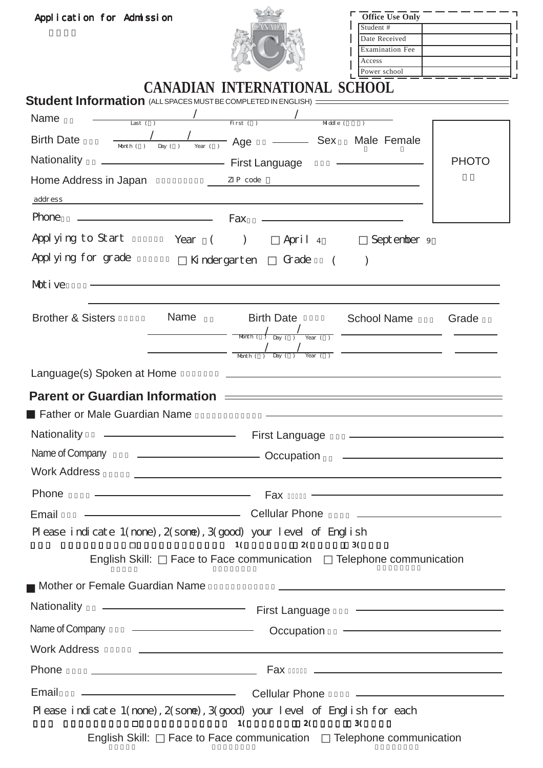Application for Admission

# CANADIAN INTERNATIONAL SCHOOL

| Office Use Only | |
|---|---|
| Student # | |
| Date Received | |
| Examination Fee | |
| Access | |
| Power school | |

## Student Information (ALL SPACES MUST BE COMPLETED IN ENGLISH)

Name ______ / ______ / ______
Last ( ) First ( ) Middle ( )

PHOTO

Birth Date ____ / ____ / ____ Age ______ Sex Male Female
Month ( ) Day ( ) Year ( )

Nationality ______________ First Language ______________

Home Address in Japan ZIP code ______________

address ______________

Phone ______________ Fax ______________

Applying to Start Year ( ) □ April 4 □ September 9

Applying for grade □ Kindergarten □ Grade ( )

Motive ______________

Brother & Sisters

| Name | Birth Date | School Name | Grade |
|---|---|---|---|
| | / / Month ( ) Day ( ) Year ( ) | | |
| | / / Month ( ) Day ( ) Year ( ) | | |

Language(s) Spoken at Home ______________

## Parent or Guardian Information

■ Father or Male Guardian Name ______________

Nationality ______________ First Language ______________

Name of Company ______________ Occupation ______________

Work Address ______________

Phone ______________ Fax ______________

Email ______________ Cellular Phone ______________

Please indicate 1(none), 2(some), 3(good) your level of English

1( 2( 3(

English Skill: □ Face to Face communication □ Telephone communication

■ Mother or Female Guardian Name ______________

Nationality ______________ First Language ______________

Name of Company ______________ Occupation ______________

Work Address ______________

Phone ______________ Fax ______________

Email ______________ Cellular Phone ______________

Please indicate 1(none), 2(some), 3(good) your level of English for each

1( 2( 3(

English Skill: □ Face to Face communication □ Telephone communication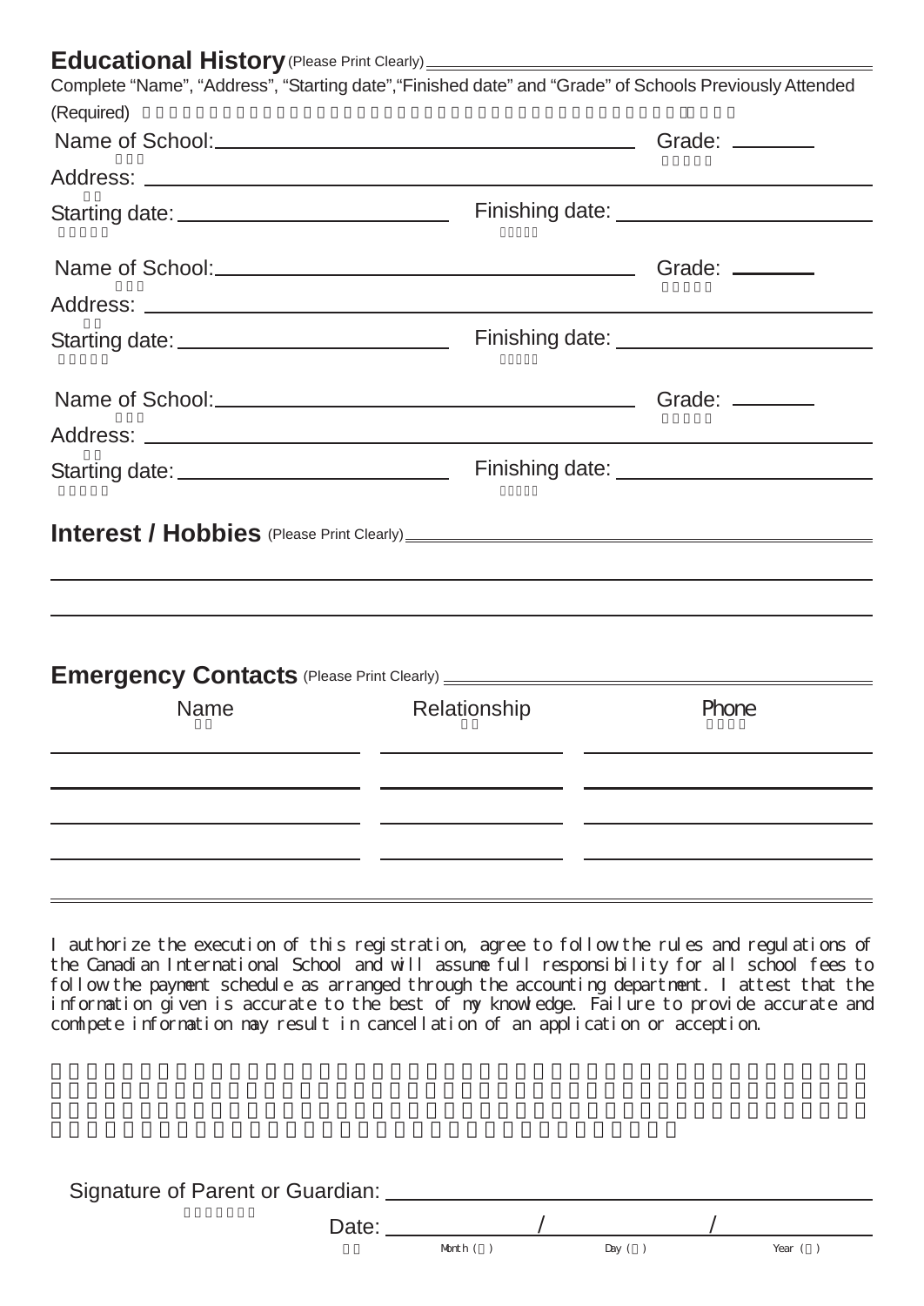## Educational History (Please Print Clearly)

Complete "Name", "Address", "Starting date","Finished date" and "Grade" of Schools Previously Attended (Required)

Name of School: ______________________ Grade: ________

Address: ______________________

Starting date: ______________________ Finishing date: ______________________

Name of School: ______________________ Grade: ________

Address: ______________________

Starting date: ______________________ Finishing date: ______________________

Name of School: ______________________ Grade: ________

Address: ______________________

Starting date: ______________________ Finishing date: ______________________

## Interest / Hobbies (Please Print Clearly)

______________________

______________________

## Emergency Contacts (Please Print Clearly)

| Name | Relationship | Phone |
| --- | --- | --- |
| | | |
| | | |
| | | |
| | | |

I authorize the execution of this registration, agree to follow the rules and regulations of the Canadian International School and will assume full responsibility for all school fees to follow the payment schedule as arranged through the accounting department. I attest that the information given is accurate to the best of my knowledge. Failure to provide accurate and comlpete information may result in cancellation of an application or acception.

Signature of Parent or Guardian: ______________________

Date: ________ / ________ / ________

Month ( ) Day ( ) Year ( )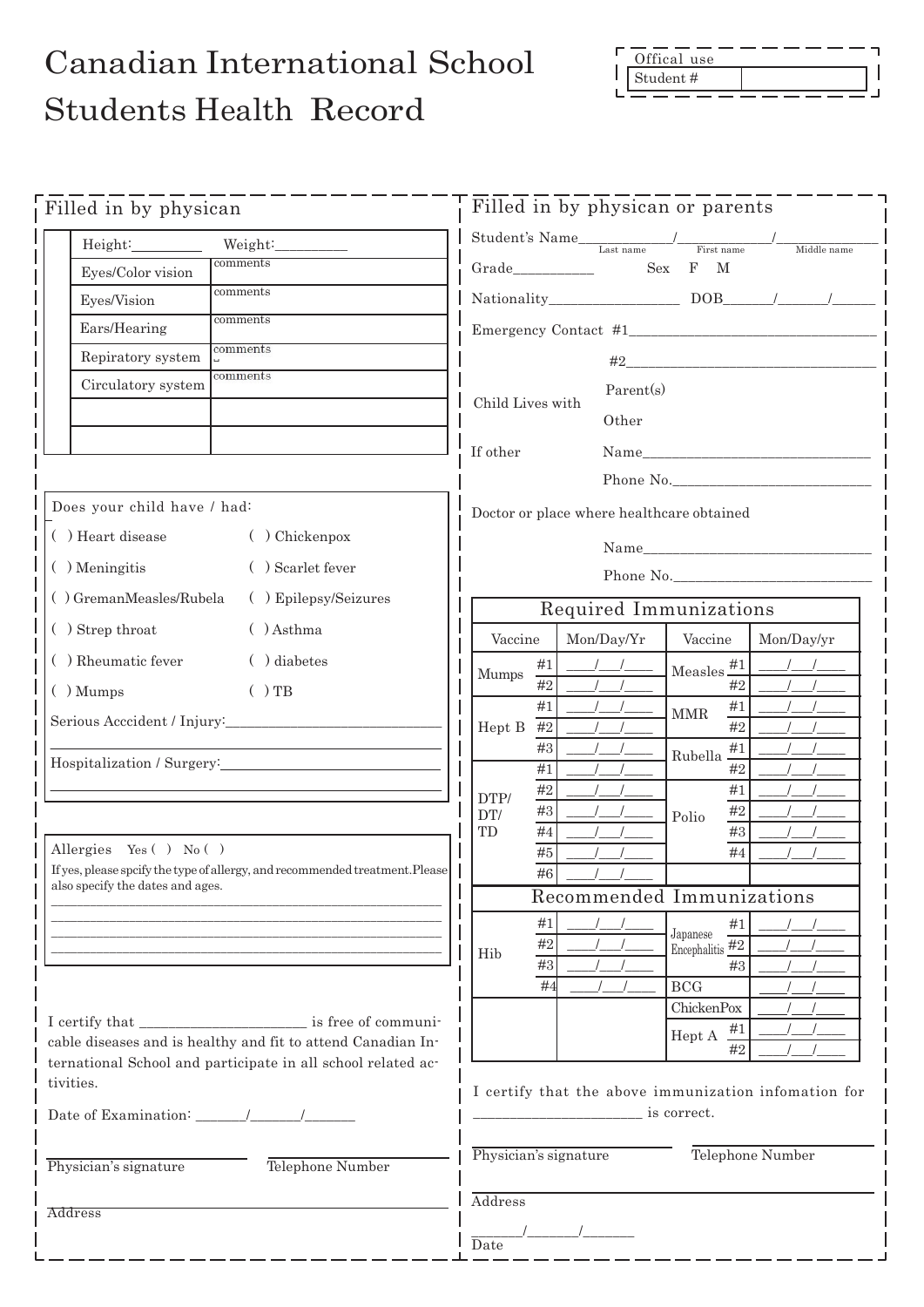# Canadian International School Students Health Record

| Offical use | |
|---|---|
| Student # | |

## Filled in by physican

| | |
|---|---|
| Height:_________ Weight:_________ | |
| Eyes/Color vision | comments |
| Eyes/Vision | comments |
| Ears/Hearing | comments |
| Repiratory system | comments |
| Circulatory system | comments |
| | |
| | |

Does your child have / had:

( ) Heart disease ( ) Chickenpox

( ) Meningitis ( ) Scarlet fever

( ) GremanMeasles/Rubela ( ) Epilepsy/Seizures

( ) Strep throat ( ) Asthma

( ) Rheumatic fever ( ) diabetes

( ) Mumps ( ) TB

Serious Acccident / Injury:______________________________

________________________________________________

Hospitalization / Surgery:______________________________

________________________________________________

Allergies Yes ( ) No ( )

If yes, please spcify the type of allergy, and recommended treatment. Please also specify the dates and ages.

________________________________________________

________________________________________________

________________________________________________

________________________________________________

I certify that ______________________ is free of communicable diseases and is healthy and fit to attend Canadian International School and participate in all school related activities.

Date of Examination: _______/_______/_______

Physician's signature Telephone Number

Address

## Filled in by physican or parents

Student's Name____________/____________/____________
(Last name / First name / Middle name)

Grade__________ Sex F M

Nationality_________________ DOB______/______/______

Emergency Contact #1________________________________

#2________________________________

Child Lives with Parent(s)

Other

If other Name______________________________

Phone No.__________________________

Doctor or place where healthcare obtained

Name______________________________

Phone No.__________________________

| Required Immunizations | | | | | |
|---|---|---|---|---|---|
| Vaccine | | Mon/Day/Yr | Vaccine | | Mon/Day/yr |
| Mumps | #1 | ___/___/____ | Measles | #1 | ___/___/____ |
| | #2 | ___/___/____ | | #2 | ___/___/____ |
| Hept B | #1 | ___/___/____ | MMR | #1 | ___/___/____ |
| | #2 | ___/___/____ | | #2 | ___/___/____ |
| | #3 | ___/___/____ | Rubella | #1 | ___/___/____ |
| DTP/ DT/ TD | #1 | ___/___/____ | | #2 | ___/___/____ |
| | #2 | ___/___/____ | Polio | #1 | ___/___/____ |
| | #3 | ___/___/____ | | #2 | ___/___/____ |
| | #4 | ___/___/____ | | #3 | ___/___/____ |
| | #5 | ___/___/____ | | #4 | ___/___/____ |
| | #6 | ___/___/____ | | | |
| Recommended Immunizations | | | | | |
| Hib | #1 | ___/___/____ | Japanese Encephalitis | #1 | ___/___/____ |
| | #2 | ___/___/____ | | #2 | ___/___/____ |
| | #3 | ___/___/____ | | #3 | ___/___/____ |
| | #4 | ___/___/____ | BCG | | ___/___/____ |
| | | | ChickenPox | | ___/___/____ |
| | | | Hept A | #1 | ___/___/____ |
| | | | | #2 | ___/___/____ |

I certify that the above immunization infomation for ______________________ is correct.

Physician's signature Telephone Number

Address

_______/_______/_______
Date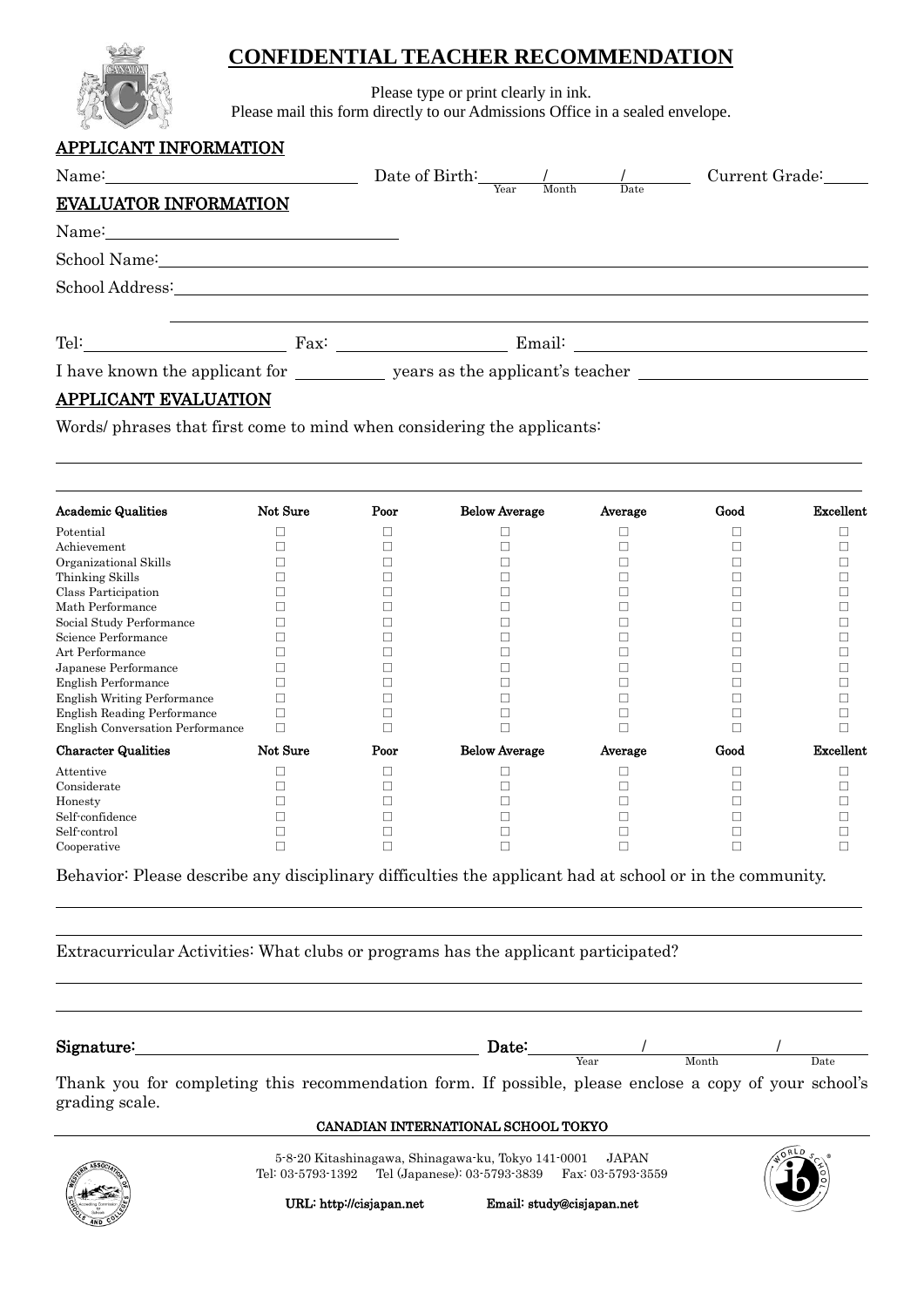# CONFIDENTIAL TEACHER RECOMMENDATION

Please type or print clearly in ink.
Please mail this form directly to our Admissions Office in a sealed envelope.

## APPLICANT INFORMATION

Name: ______________________ Date of Birth: ______ / ______ / ______ Current Grade: ______
(Year / Month / Date)

## EVALUATOR INFORMATION

Name: ______________________

School Name: ______________________

School Address: ______________________

______________________

Tel: ______________ Fax: ______________ Email: ______________

I have known the applicant for __________ years as the applicant's teacher ______________________

## APPLICANT EVALUATION

Words/ phrases that first come to mind when considering the applicants:

______________________

______________________

| Academic Qualities | Not Sure | Poor | Below Average | Average | Good | Excellent |
|---|---|---|---|---|---|---|
| Potential | □ | □ | □ | □ | □ | □ |
| Achievement | □ | □ | □ | □ | □ | □ |
| Organizational Skills | □ | □ | □ | □ | □ | □ |
| Thinking Skills | □ | □ | □ | □ | □ | □ |
| Class Participation | □ | □ | □ | □ | □ | □ |
| Math Performance | □ | □ | □ | □ | □ | □ |
| Social Study Performance | □ | □ | □ | □ | □ | □ |
| Science Performance | □ | □ | □ | □ | □ | □ |
| Art Performance | □ | □ | □ | □ | □ | □ |
| Japanese Performance | □ | □ | □ | □ | □ | □ |
| English Performance | □ | □ | □ | □ | □ | □ |
| English Writing Performance | □ | □ | □ | □ | □ | □ |
| English Reading Performance | □ | □ | □ | □ | □ | □ |
| English Conversation Performance | □ | □ | □ | □ | □ | □ |
| **Character Qualities** | **Not Sure** | **Poor** | **Below Average** | **Average** | **Good** | **Excellent** |
| Attentive | □ | □ | □ | □ | □ | □ |
| Considerate | □ | □ | □ | □ | □ | □ |
| Honesty | □ | □ | □ | □ | □ | □ |
| Self-confidence | □ | □ | □ | □ | □ | □ |
| Self-control | □ | □ | □ | □ | □ | □ |
| Cooperative | □ | □ | □ | □ | □ | □ |

Behavior: Please describe any disciplinary difficulties the applicant had at school or in the community.

______________________

______________________

Extracurricular Activities: What clubs or programs has the applicant participated?

______________________

______________________

**Signature:** ______________________ **Date:** ______ / ______ / ______
(Year / Month / Date)

Thank you for completing this recommendation form. If possible, please enclose a copy of your school's grading scale.

**CANADIAN INTERNATIONAL SCHOOL TOKYO**

5-8-20 Kitashinagawa, Shinagawa-ku, Tokyo 141-0001 JAPAN
Tel: 03-5793-1392 Tel (Japanese): 03-5793-3839 Fax: 03-5793-3559

URL: http://cisjapan.net Email: study@cisjapan.net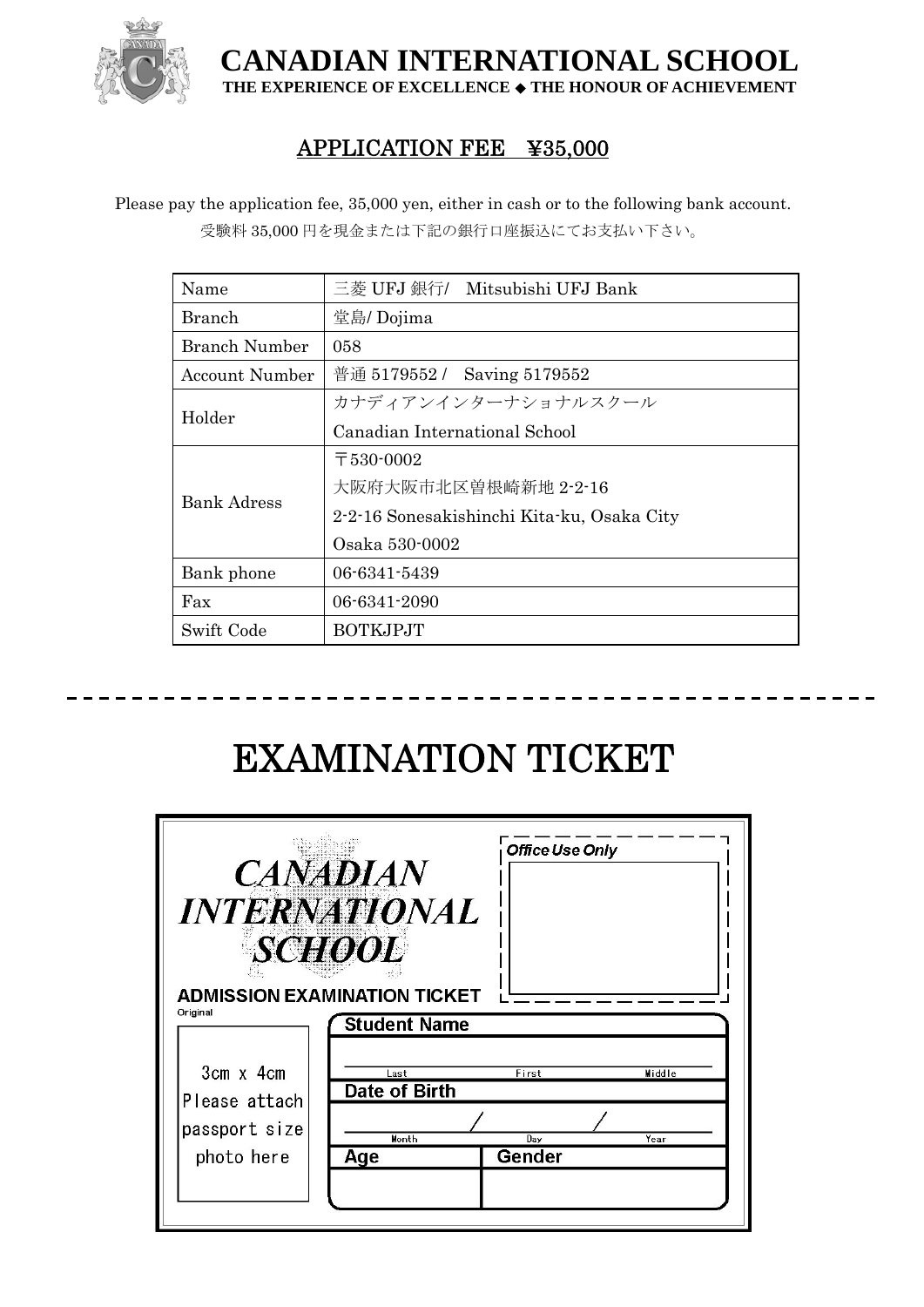# CANADIAN INTERNATIONAL SCHOOL

**THE EXPERIENCE OF EXCELLENCE ◆ THE HONOUR OF ACHIEVEMENT**

## APPLICATION FEE　¥35,000

Please pay the application fee, 35,000 yen, either in cash or to the following bank account.
受験料 35,000 円を現金または下記の銀行口座振込にてお支払い下さい。

| | |
|---|---|
| Name | 三菱 UFJ 銀行/　Mitsubishi UFJ Bank |
| Branch | 堂島/ Dojima |
| Branch Number | 058 |
| Account Number | 普通 5179552 /　Saving 5179552 |
| Holder | カナディアンインターナショナルスクール<br>Canadian International School |
| Bank Adress | 〒530-0002<br>大阪府大阪市北区曽根崎新地 2-2-16<br>2-2-16 Sonesakishinchi Kita-ku, Osaka City<br>Osaka 530-0002 |
| Bank phone | 06-6341-5439 |
| Fax | 06-6341-2090 |
| Swift Code | BOTKJPJT |

---

# EXAMINATION TICKET

*CANADIAN INTERNATIONAL SCHOOL*

**ADMISSION EXAMINATION TICKET**

Original

Office Use Only

3cm x 4cm
Please attach passport size photo here

**Student Name**

Last　　First　　Middle

**Date of Birth**

Month /　Day /　Year

**Age**

**Gender**